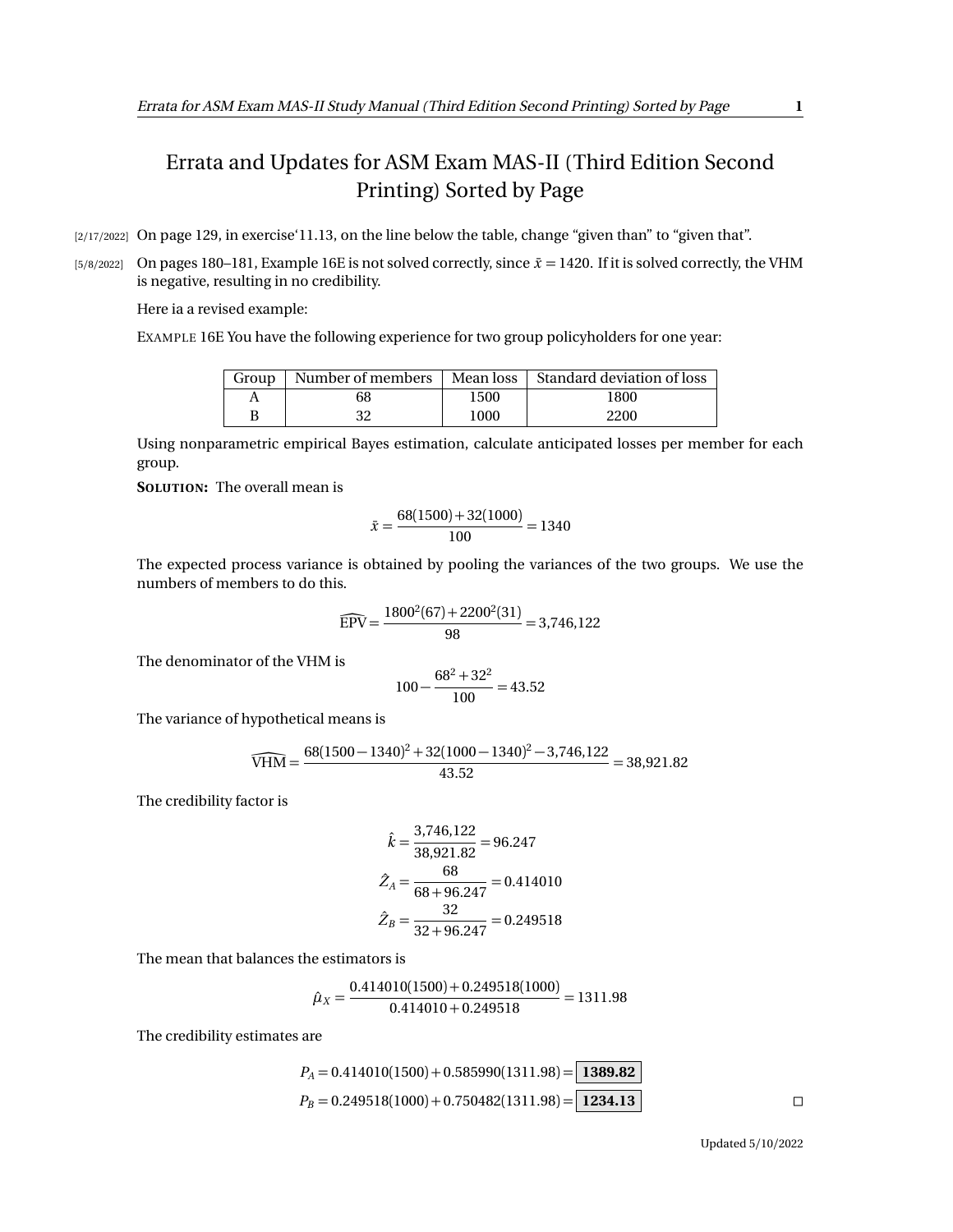# Errata and Updates for ASM Exam MAS-II (Third Edition Second Printing) Sorted by Page

[2/17/2022] On page 129, in exercise‘11.13, on the line below the table, change “given than” to “given that”.

[5/8/2022] On pages 180–181, Example 16E is not solved correctly, since $\bar{x} = 1420$. If it is solved correctly, the VHM is negative, resulting in no credibility.

Here ia a revised example:

EXAMPLE 16E You have the following experience for two group policyholders for one year:

| Group | Number of members | Mean loss | Standard deviation of loss |
|---|---|---|---|
| A | 68 | 1500 | 1800 |
| B | 32 | 1000 | 2200 |

Using nonparametric empirical Bayes estimation, calculate anticipated losses per member for each group.

**SOLUTION:** The overall mean is

$$\bar{x} = \frac{68(1500) + 32(1000)}{100} = 1340$$

The expected process variance is obtained by pooling the variances of the two groups. We use the numbers of members to do this.

$$\widehat{\text{EPV}} = \frac{1800^2(67) + 2200^2(31)}{98} = 3{,}746{,}122$$

The denominator of the VHM is

$$100 - \frac{68^2 + 32^2}{100} = 43.52$$

The variance of hypothetical means is

$$\widehat{\text{VHM}} = \frac{68(1500 - 1340)^2 + 32(1000 - 1340)^2 - 3{,}746{,}122}{43.52} = 38{,}921.82$$

The credibility factor is

$$\hat{k} = \frac{3{,}746{,}122}{38{,}921.82} = 96.247$$

$$\hat{Z}_A = \frac{68}{68 + 96.247} = 0.414010$$

$$\hat{Z}_B = \frac{32}{32 + 96.247} = 0.249518$$

The mean that balances the estimators is

$$\hat{\mu}_X = \frac{0.414010(1500) + 0.249518(1000)}{0.414010 + 0.249518} = 1311.98$$

The credibility estimates are

$$P_A = 0.414010(1500) + 0.585990(1311.98) = \boxed{\mathbf{1389.82}}$$

$$P_B = 0.249518(1000) + 0.750482(1311.98) = \boxed{\mathbf{1234.13}}$$

□

Updated 5/10/2022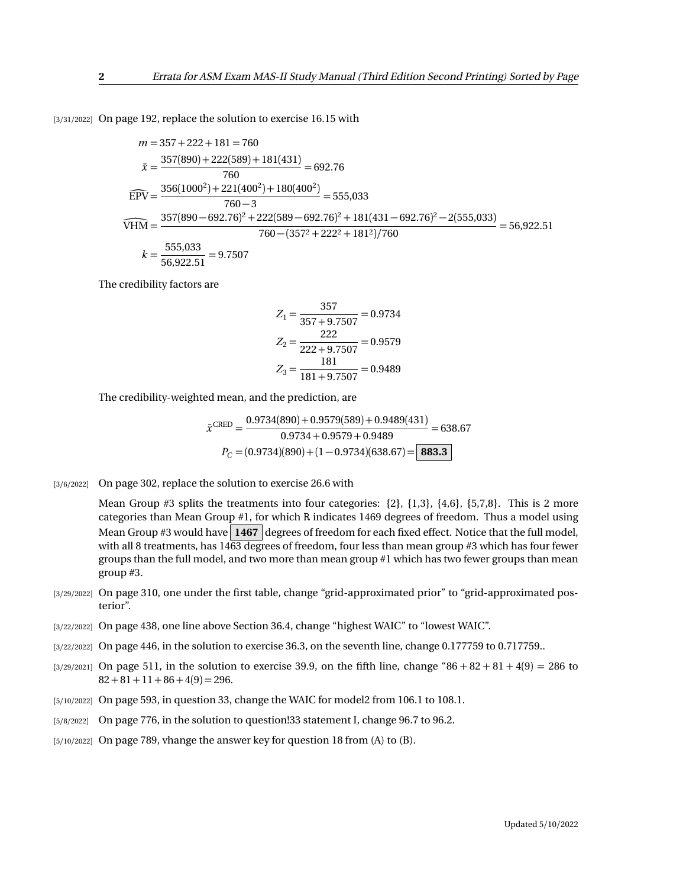[3/31/2022] On page 192, replace the solution to exercise 16.15 with

$$
\begin{aligned}
m &= 357+222+181 = 760\\
\bar{x} &= \frac{357(890)+222(589)+181(431)}{760} = 692.76\\
\widehat{\text{EPV}} &= \frac{356(1000^2)+221(400^2)+180(400^2)}{760-3} = 555{,}033\\
\widehat{\text{VHM}} &= \frac{357(890-692.76)^2+222(589-692.76)^2+181(431-692.76)^2-2(555{,}033)}{760-(357^2+222^2+181^2)/760} = 56{,}922.51\\
k &= \frac{555{,}033}{56{,}922.51} = 9.7507
\end{aligned}
$$

The credibility factors are

$$
\begin{aligned}
Z_1 &= \frac{357}{357+9.7507} = 0.9734\\
Z_2 &= \frac{222}{222+9.7507} = 0.9579\\
Z_3 &= \frac{181}{181+9.7507} = 0.9489
\end{aligned}
$$

The credibility-weighted mean, and the prediction, are

$$
\begin{aligned}
\bar{x}^{\text{CRED}} &= \frac{0.9734(890)+0.9579(589)+0.9489(431)}{0.9734+0.9579+0.9489} = 638.67\\
P_C &= (0.9734)(890)+(1-0.9734)(638.67) = \boxed{\mathbf{883.3}}
\end{aligned}
$$

[3/6/2022] On page 302, replace the solution to exercise 26.6 with

Mean Group #3 splits the treatments into four categories: {2}, {1,3}, {4,6}, {5,7,8}. This is 2 more categories than Mean Group #1, for which R indicates 1469 degrees of freedom. Thus a model using Mean Group #3 would have **1467** degrees of freedom for each fixed effect. Notice that the full model, with all 8 treatments, has 1463 degrees of freedom, four less than mean group #3 which has four fewer groups than the full model, and two more than mean group #1 which has two fewer groups than mean group #3.

[3/29/2022] On page 310, one under the first table, change "grid-approximated prior" to "grid-approximated posterior".

[3/22/2022] On page 438, one line above Section 36.4, change "highest WAIC" to "lowest WAIC".

[3/22/2022] On page 446, in the solution to exercise 36.3, on the seventh line, change 0.177759 to 0.717759..

[3/29/2021] On page 511, in the solution to exercise 39.9, on the fifth line, change "$86+82+81+4(9) = 286$ to $82+81+11+86+4(9) = 296$.

[5/10/2022] On page 593, in question 33, change the WAIC for model2 from 106.1 to 108.1.

[5/8/2022] On page 776, in the solution to question!33 statement I, change 96.7 to 96.2.

[5/10/2022] On page 789, vhange the answer key for question 18 from (A) to (B).